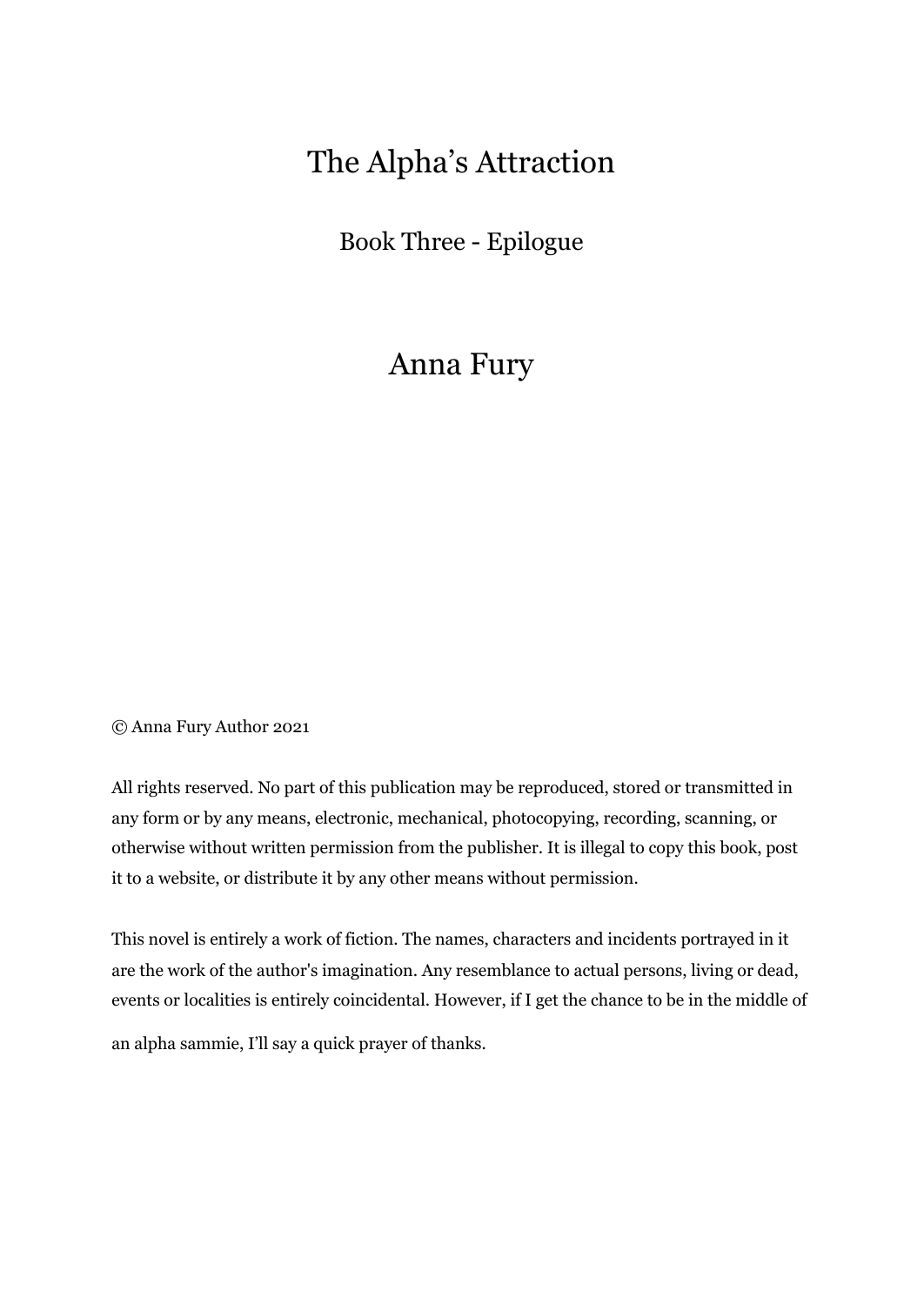# The Alpha's Attraction

## Book Three - Epilogue

## Anna Fury

© Anna Fury Author 2021

All rights reserved. No part of this publication may be reproduced, stored or transmitted in any form or by any means, electronic, mechanical, photocopying, recording, scanning, or otherwise without written permission from the publisher. It is illegal to copy this book, post it to a website, or distribute it by any other means without permission.

This novel is entirely a work of fiction. The names, characters and incidents portrayed in it are the work of the author's imagination. Any resemblance to actual persons, living or dead, events or localities is entirely coincidental. However, if I get the chance to be in the middle of an alpha sammie, I'll say a quick prayer of thanks.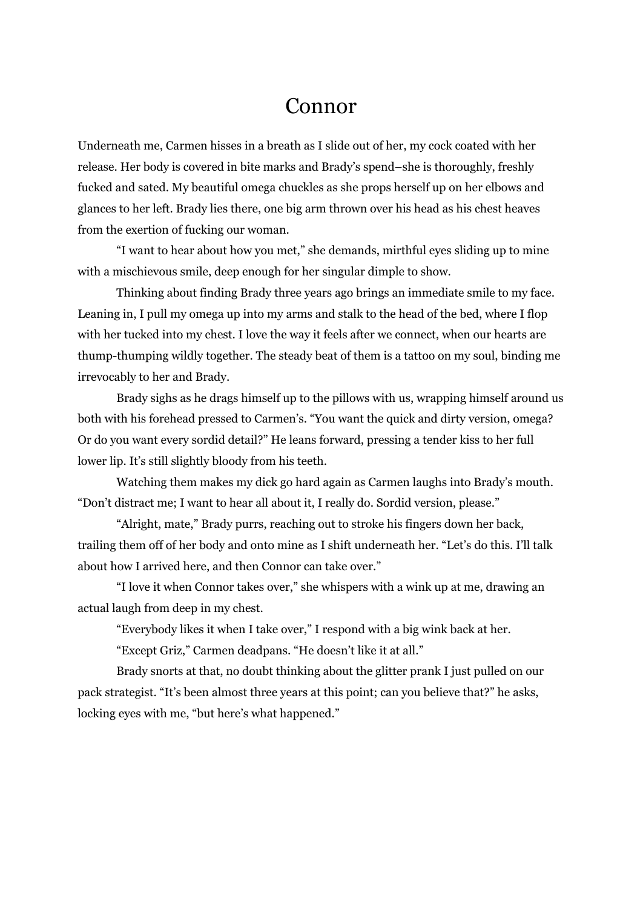# Connor

Underneath me, Carmen hisses in a breath as I slide out of her, my cock coated with her release. Her body is covered in bite marks and Brady's spend–she is thoroughly, freshly fucked and sated. My beautiful omega chuckles as she props herself up on her elbows and glances to her left. Brady lies there, one big arm thrown over his head as his chest heaves from the exertion of fucking our woman.

"I want to hear about how you met," she demands, mirthful eyes sliding up to mine with a mischievous smile, deep enough for her singular dimple to show.

Thinking about finding Brady three years ago brings an immediate smile to my face. Leaning in, I pull my omega up into my arms and stalk to the head of the bed, where I flop with her tucked into my chest. I love the way it feels after we connect, when our hearts are thump-thumping wildly together. The steady beat of them is a tattoo on my soul, binding me irrevocably to her and Brady.

Brady sighs as he drags himself up to the pillows with us, wrapping himself around us both with his forehead pressed to Carmen's. "You want the quick and dirty version, omega? Or do you want every sordid detail?" He leans forward, pressing a tender kiss to her full lower lip. It's still slightly bloody from his teeth.

Watching them makes my dick go hard again as Carmen laughs into Brady's mouth. "Don't distract me; I want to hear all about it, I really do. Sordid version, please."

"Alright, mate," Brady purrs, reaching out to stroke his fingers down her back, trailing them off of her body and onto mine as I shift underneath her. "Let's do this. I'll talk about how I arrived here, and then Connor can take over."

"I love it when Connor takes over," she whispers with a wink up at me, drawing an actual laugh from deep in my chest.

"Everybody likes it when I take over," I respond with a big wink back at her.

"Except Griz," Carmen deadpans. "He doesn't like it at all."

Brady snorts at that, no doubt thinking about the glitter prank I just pulled on our pack strategist. "It's been almost three years at this point; can you believe that?" he asks, locking eyes with me, "but here's what happened."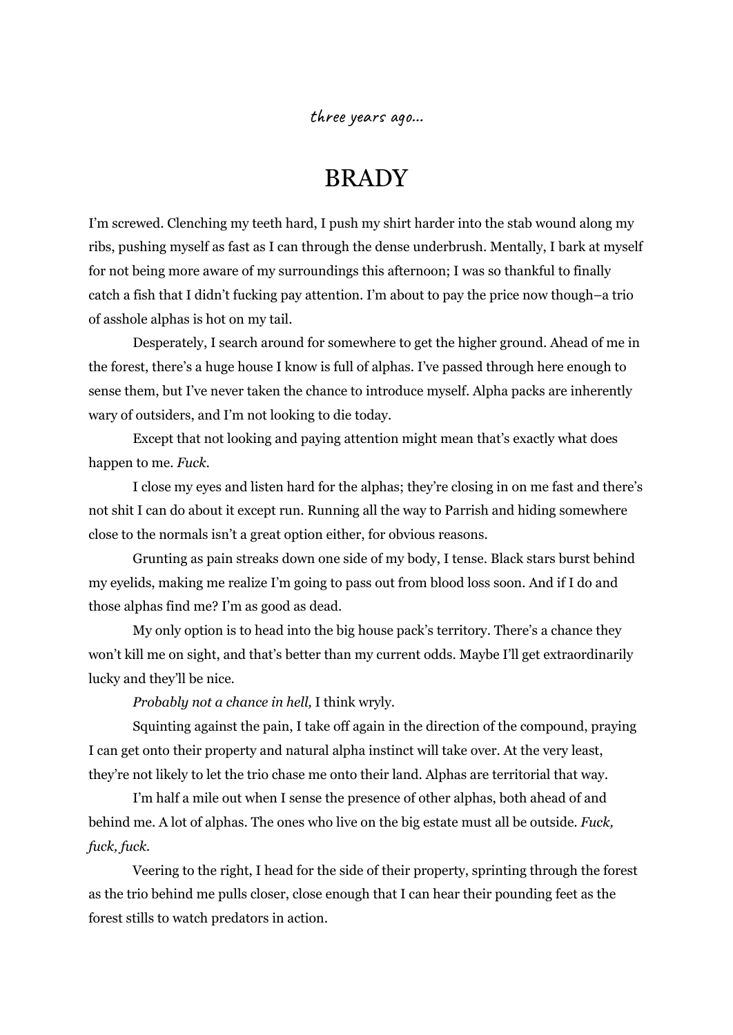*three years ago...*

# BRADY

I'm screwed. Clenching my teeth hard, I push my shirt harder into the stab wound along my ribs, pushing myself as fast as I can through the dense underbrush. Mentally, I bark at myself for not being more aware of my surroundings this afternoon; I was so thankful to finally catch a fish that I didn't fucking pay attention. I'm about to pay the price now though–a trio of asshole alphas is hot on my tail.

Desperately, I search around for somewhere to get the higher ground. Ahead of me in the forest, there's a huge house I know is full of alphas. I've passed through here enough to sense them, but I've never taken the chance to introduce myself. Alpha packs are inherently wary of outsiders, and I'm not looking to die today.

Except that not looking and paying attention might mean that's exactly what does happen to me. *Fuck*.

I close my eyes and listen hard for the alphas; they're closing in on me fast and there's not shit I can do about it except run. Running all the way to Parrish and hiding somewhere close to the normals isn't a great option either, for obvious reasons.

Grunting as pain streaks down one side of my body, I tense. Black stars burst behind my eyelids, making me realize I'm going to pass out from blood loss soon. And if I do and those alphas find me? I'm as good as dead.

My only option is to head into the big house pack's territory. There's a chance they won't kill me on sight, and that's better than my current odds. Maybe I'll get extraordinarily lucky and they'll be nice.

*Probably not a chance in hell,* I think wryly.

Squinting against the pain, I take off again in the direction of the compound, praying I can get onto their property and natural alpha instinct will take over. At the very least, they're not likely to let the trio chase me onto their land. Alphas are territorial that way.

I'm half a mile out when I sense the presence of other alphas, both ahead of and behind me. A lot of alphas. The ones who live on the big estate must all be outside. *Fuck, fuck, fuck*.

Veering to the right, I head for the side of their property, sprinting through the forest as the trio behind me pulls closer, close enough that I can hear their pounding feet as the forest stills to watch predators in action.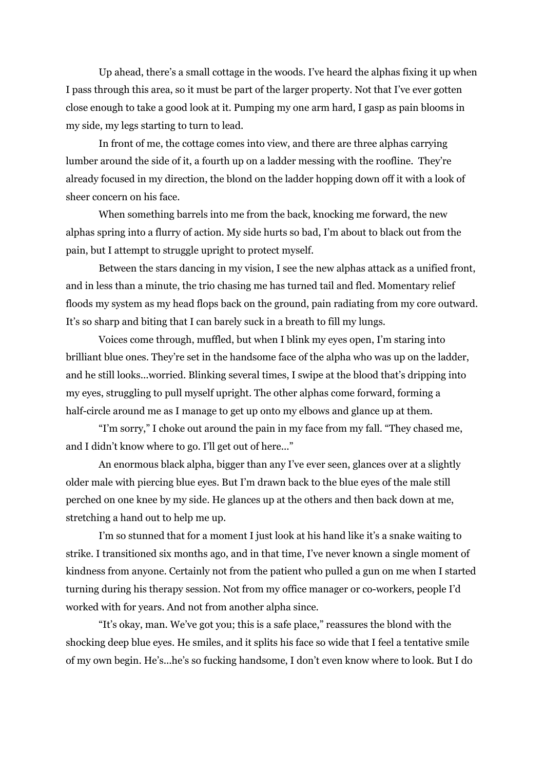Up ahead, there's a small cottage in the woods. I've heard the alphas fixing it up when I pass through this area, so it must be part of the larger property. Not that I've ever gotten close enough to take a good look at it. Pumping my one arm hard, I gasp as pain blooms in my side, my legs starting to turn to lead.

In front of me, the cottage comes into view, and there are three alphas carrying lumber around the side of it, a fourth up on a ladder messing with the roofline. They're already focused in my direction, the blond on the ladder hopping down off it with a look of sheer concern on his face.

When something barrels into me from the back, knocking me forward, the new alphas spring into a flurry of action. My side hurts so bad, I'm about to black out from the pain, but I attempt to struggle upright to protect myself.

Between the stars dancing in my vision, I see the new alphas attack as a unified front, and in less than a minute, the trio chasing me has turned tail and fled. Momentary relief floods my system as my head flops back on the ground, pain radiating from my core outward. It's so sharp and biting that I can barely suck in a breath to fill my lungs.

Voices come through, muffled, but when I blink my eyes open, I'm staring into brilliant blue ones. They're set in the handsome face of the alpha who was up on the ladder, and he still looks...worried. Blinking several times, I swipe at the blood that's dripping into my eyes, struggling to pull myself upright. The other alphas come forward, forming a half-circle around me as I manage to get up onto my elbows and glance up at them.

"I'm sorry," I choke out around the pain in my face from my fall. "They chased me, and I didn't know where to go. I'll get out of here..."

An enormous black alpha, bigger than any I've ever seen, glances over at a slightly older male with piercing blue eyes. But I'm drawn back to the blue eyes of the male still perched on one knee by my side. He glances up at the others and then back down at me, stretching a hand out to help me up.

I'm so stunned that for a moment I just look at his hand like it's a snake waiting to strike. I transitioned six months ago, and in that time, I've never known a single moment of kindness from anyone. Certainly not from the patient who pulled a gun on me when I started turning during his therapy session. Not from my office manager or co-workers, people I'd worked with for years. And not from another alpha since.

"It's okay, man. We've got you; this is a safe place," reassures the blond with the shocking deep blue eyes. He smiles, and it splits his face so wide that I feel a tentative smile of my own begin. He's...he's so fucking handsome, I don't even know where to look. But I do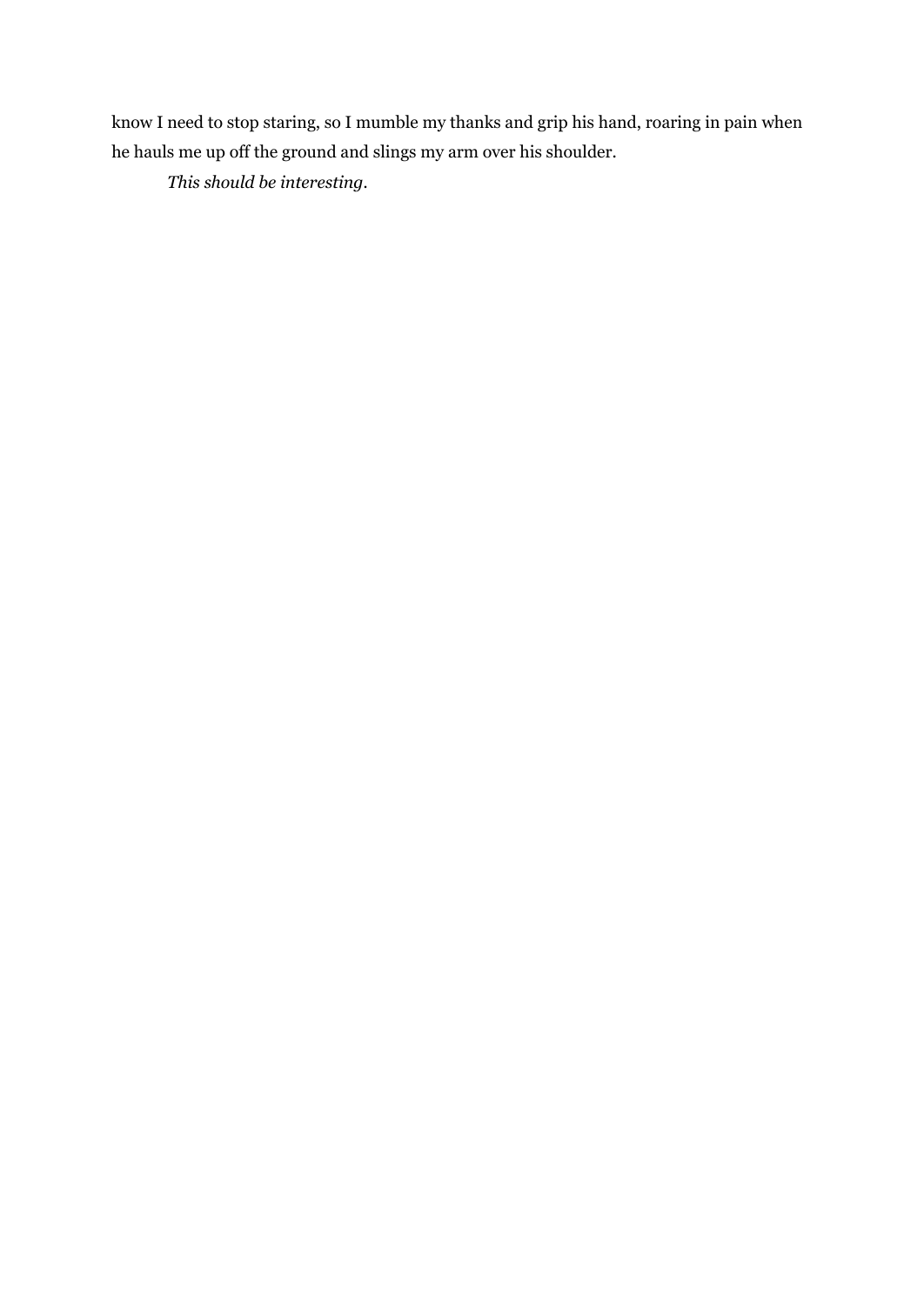know I need to stop staring, so I mumble my thanks and grip his hand, roaring in pain when he hauls me up off the ground and slings my arm over his shoulder.

*This should be interesting*.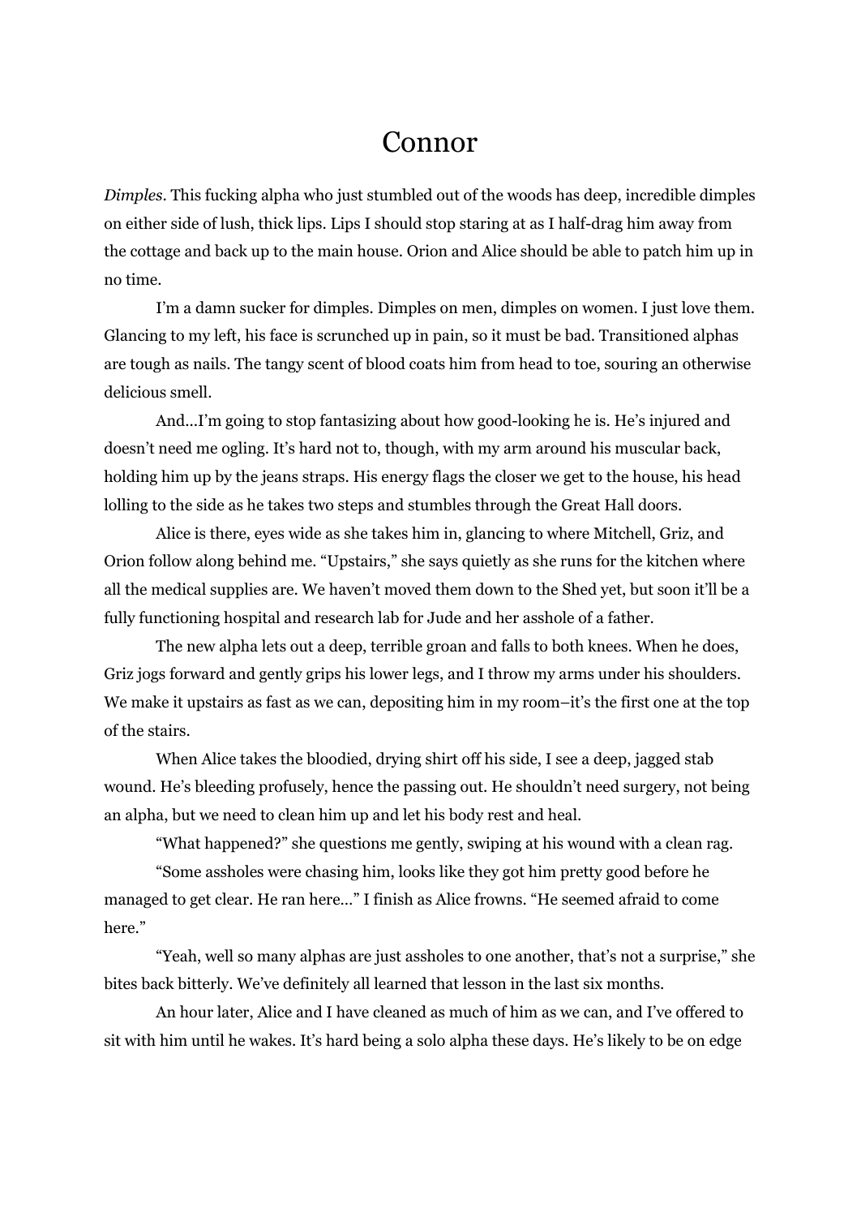# Connor

*Dimples*. This fucking alpha who just stumbled out of the woods has deep, incredible dimples on either side of lush, thick lips. Lips I should stop staring at as I half-drag him away from the cottage and back up to the main house. Orion and Alice should be able to patch him up in no time.

I'm a damn sucker for dimples. Dimples on men, dimples on women. I just love them. Glancing to my left, his face is scrunched up in pain, so it must be bad. Transitioned alphas are tough as nails. The tangy scent of blood coats him from head to toe, souring an otherwise delicious smell.

And…I'm going to stop fantasizing about how good-looking he is. He's injured and doesn't need me ogling. It's hard not to, though, with my arm around his muscular back, holding him up by the jeans straps. His energy flags the closer we get to the house, his head lolling to the side as he takes two steps and stumbles through the Great Hall doors.

Alice is there, eyes wide as she takes him in, glancing to where Mitchell, Griz, and Orion follow along behind me. "Upstairs," she says quietly as she runs for the kitchen where all the medical supplies are. We haven't moved them down to the Shed yet, but soon it'll be a fully functioning hospital and research lab for Jude and her asshole of a father.

The new alpha lets out a deep, terrible groan and falls to both knees. When he does, Griz jogs forward and gently grips his lower legs, and I throw my arms under his shoulders. We make it upstairs as fast as we can, depositing him in my room–it's the first one at the top of the stairs.

When Alice takes the bloodied, drying shirt off his side, I see a deep, jagged stab wound. He's bleeding profusely, hence the passing out. He shouldn't need surgery, not being an alpha, but we need to clean him up and let his body rest and heal.

"What happened?" she questions me gently, swiping at his wound with a clean rag.

"Some assholes were chasing him, looks like they got him pretty good before he managed to get clear. He ran here…" I finish as Alice frowns. "He seemed afraid to come here."

"Yeah, well so many alphas are just assholes to one another, that's not a surprise," she bites back bitterly. We've definitely all learned that lesson in the last six months.

An hour later, Alice and I have cleaned as much of him as we can, and I've offered to sit with him until he wakes. It's hard being a solo alpha these days. He's likely to be on edge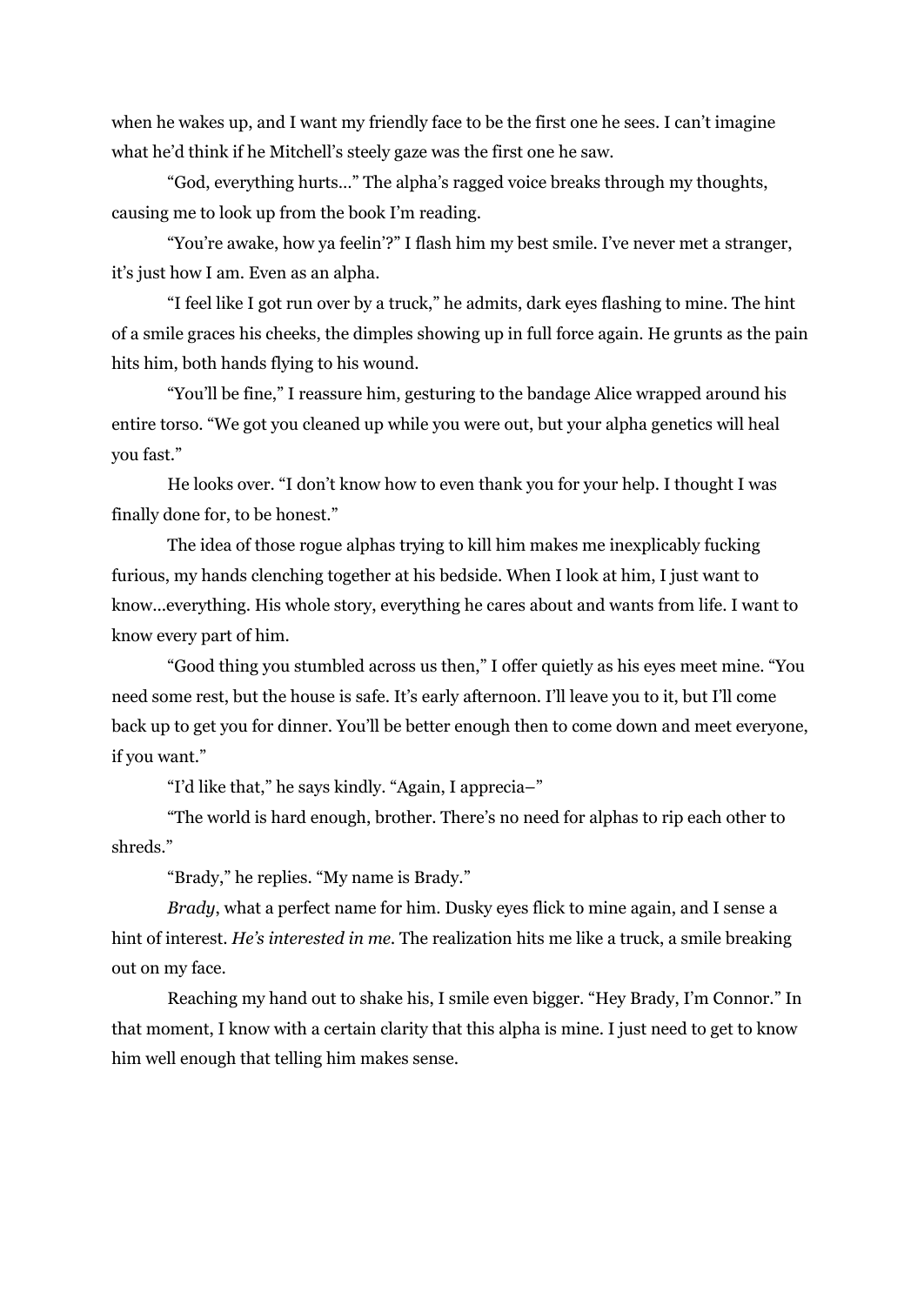when he wakes up, and I want my friendly face to be the first one he sees. I can't imagine what he'd think if he Mitchell's steely gaze was the first one he saw.

"God, everything hurts…" The alpha's ragged voice breaks through my thoughts, causing me to look up from the book I'm reading.

"You're awake, how ya feelin'?" I flash him my best smile. I've never met a stranger, it's just how I am. Even as an alpha.

"I feel like I got run over by a truck," he admits, dark eyes flashing to mine. The hint of a smile graces his cheeks, the dimples showing up in full force again. He grunts as the pain hits him, both hands flying to his wound.

"You'll be fine," I reassure him, gesturing to the bandage Alice wrapped around his entire torso. "We got you cleaned up while you were out, but your alpha genetics will heal you fast."

He looks over. "I don't know how to even thank you for your help. I thought I was finally done for, to be honest."

The idea of those rogue alphas trying to kill him makes me inexplicably fucking furious, my hands clenching together at his bedside. When I look at him, I just want to know…everything. His whole story, everything he cares about and wants from life. I want to know every part of him.

"Good thing you stumbled across us then," I offer quietly as his eyes meet mine. "You need some rest, but the house is safe. It's early afternoon. I'll leave you to it, but I'll come back up to get you for dinner. You'll be better enough then to come down and meet everyone, if you want."

"I'd like that," he says kindly. "Again, I apprecia–"

"The world is hard enough, brother. There's no need for alphas to rip each other to shreds."

"Brady," he replies. "My name is Brady."

*Brady*, what a perfect name for him. Dusky eyes flick to mine again, and I sense a hint of interest. *He's interested in me.* The realization hits me like a truck, a smile breaking out on my face.

Reaching my hand out to shake his, I smile even bigger. "Hey Brady, I'm Connor." In that moment, I know with a certain clarity that this alpha is mine. I just need to get to know him well enough that telling him makes sense.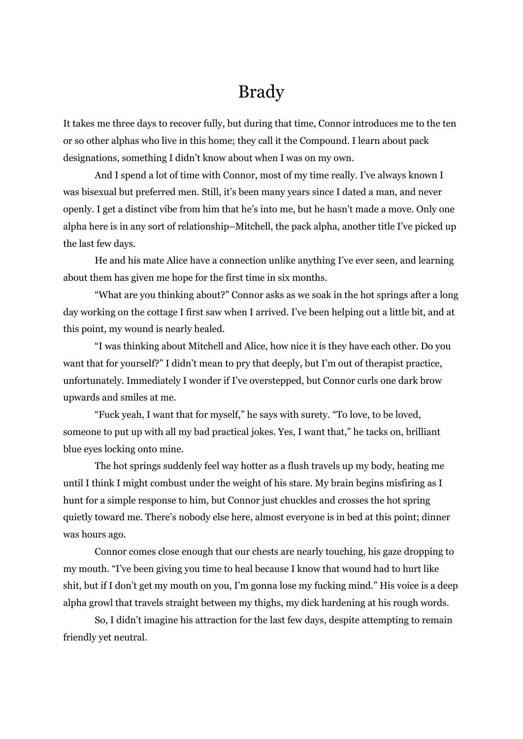# Brady

It takes me three days to recover fully, but during that time, Connor introduces me to the ten or so other alphas who live in this home; they call it the Compound. I learn about pack designations, something I didn't know about when I was on my own.

And I spend a lot of time with Connor, most of my time really. I've always known I was bisexual but preferred men. Still, it's been many years since I dated a man, and never openly. I get a distinct vibe from him that he's into me, but he hasn't made a move. Only one alpha here is in any sort of relationship–Mitchell, the pack alpha, another title I've picked up the last few days.

He and his mate Alice have a connection unlike anything I've ever seen, and learning about them has given me hope for the first time in six months.

"What are you thinking about?" Connor asks as we soak in the hot springs after a long day working on the cottage I first saw when I arrived. I've been helping out a little bit, and at this point, my wound is nearly healed.

"I was thinking about Mitchell and Alice, how nice it is they have each other. Do you want that for yourself?" I didn't mean to pry that deeply, but I'm out of therapist practice, unfortunately. Immediately I wonder if I've overstepped, but Connor curls one dark brow upwards and smiles at me.

"Fuck yeah, I want that for myself," he says with surety. "To love, to be loved, someone to put up with all my bad practical jokes. Yes, I want that," he tacks on, brilliant blue eyes locking onto mine.

The hot springs suddenly feel way hotter as a flush travels up my body, heating me until I think I might combust under the weight of his stare. My brain begins misfiring as I hunt for a simple response to him, but Connor just chuckles and crosses the hot spring quietly toward me. There's nobody else here, almost everyone is in bed at this point; dinner was hours ago.

Connor comes close enough that our chests are nearly touching, his gaze dropping to my mouth. "I've been giving you time to heal because I know that wound had to hurt like shit, but if I don't get my mouth on you, I'm gonna lose my fucking mind." His voice is a deep alpha growl that travels straight between my thighs, my dick hardening at his rough words.

So, I didn't imagine his attraction for the last few days, despite attempting to remain friendly yet neutral.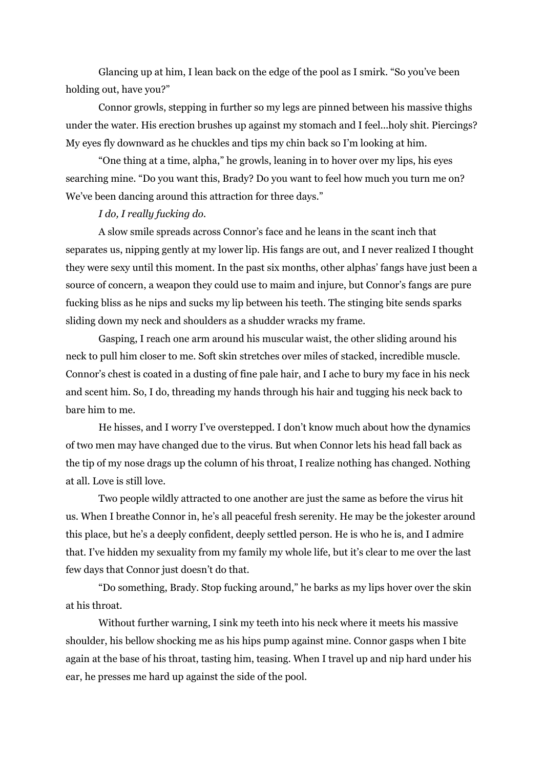Glancing up at him, I lean back on the edge of the pool as I smirk. "So you've been holding out, have you?"

Connor growls, stepping in further so my legs are pinned between his massive thighs under the water. His erection brushes up against my stomach and I feel…holy shit. Piercings? My eyes fly downward as he chuckles and tips my chin back so I'm looking at him.

"One thing at a time, alpha," he growls, leaning in to hover over my lips, his eyes searching mine. "Do you want this, Brady? Do you want to feel how much you turn me on? We've been dancing around this attraction for three days."

*I do, I really fucking do.*

A slow smile spreads across Connor's face and he leans in the scant inch that separates us, nipping gently at my lower lip. His fangs are out, and I never realized I thought they were sexy until this moment. In the past six months, other alphas' fangs have just been a source of concern, a weapon they could use to maim and injure, but Connor's fangs are pure fucking bliss as he nips and sucks my lip between his teeth. The stinging bite sends sparks sliding down my neck and shoulders as a shudder wracks my frame.

Gasping, I reach one arm around his muscular waist, the other sliding around his neck to pull him closer to me. Soft skin stretches over miles of stacked, incredible muscle. Connor's chest is coated in a dusting of fine pale hair, and I ache to bury my face in his neck and scent him. So, I do, threading my hands through his hair and tugging his neck back to bare him to me.

He hisses, and I worry I've overstepped. I don't know much about how the dynamics of two men may have changed due to the virus. But when Connor lets his head fall back as the tip of my nose drags up the column of his throat, I realize nothing has changed. Nothing at all. Love is still love.

Two people wildly attracted to one another are just the same as before the virus hit us. When I breathe Connor in, he's all peaceful fresh serenity. He may be the jokester around this place, but he's a deeply confident, deeply settled person. He is who he is, and I admire that. I've hidden my sexuality from my family my whole life, but it's clear to me over the last few days that Connor just doesn't do that.

"Do something, Brady. Stop fucking around," he barks as my lips hover over the skin at his throat.

Without further warning, I sink my teeth into his neck where it meets his massive shoulder, his bellow shocking me as his hips pump against mine. Connor gasps when I bite again at the base of his throat, tasting him, teasing. When I travel up and nip hard under his ear, he presses me hard up against the side of the pool.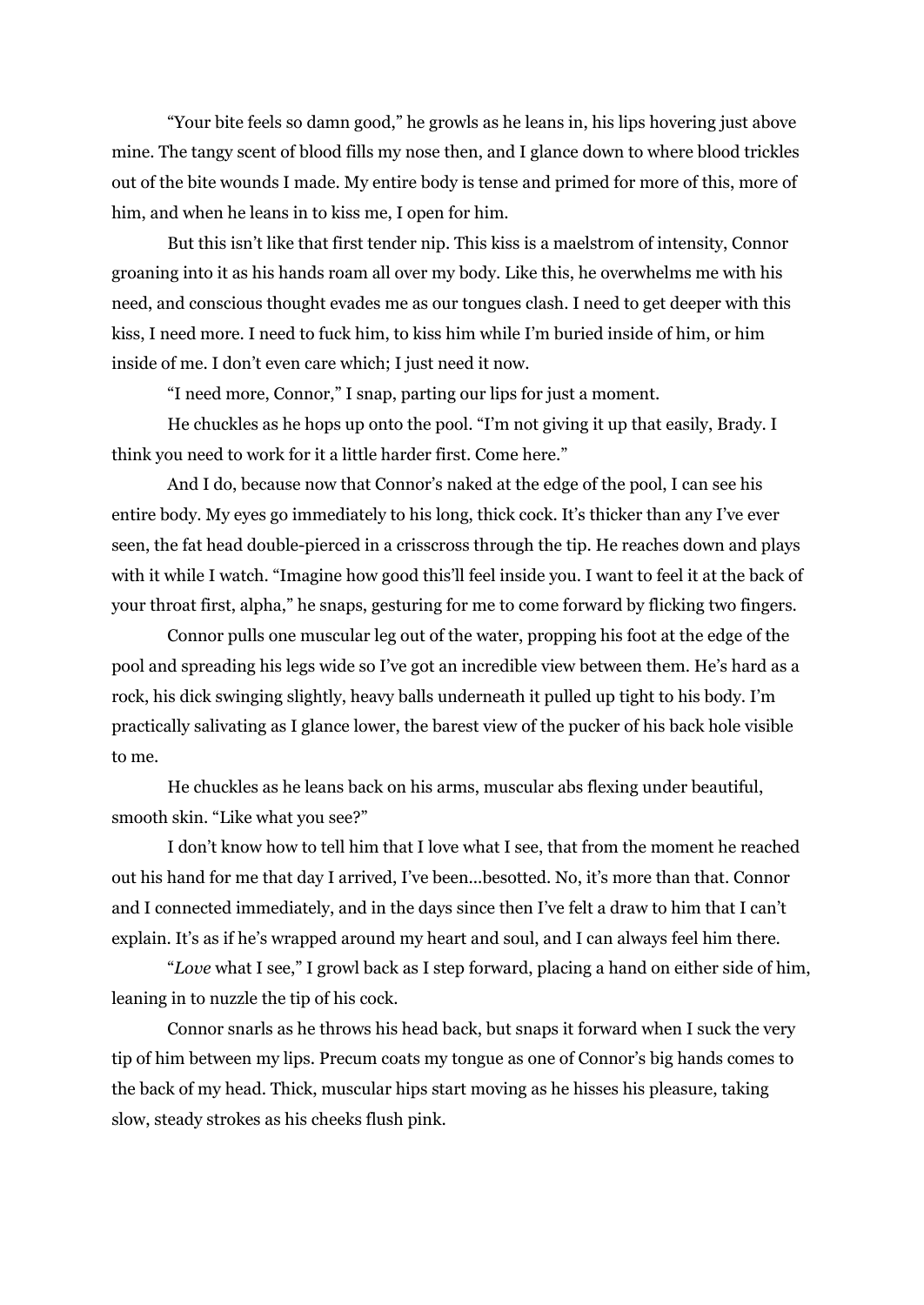"Your bite feels so damn good," he growls as he leans in, his lips hovering just above mine. The tangy scent of blood fills my nose then, and I glance down to where blood trickles out of the bite wounds I made. My entire body is tense and primed for more of this, more of him, and when he leans in to kiss me, I open for him.

But this isn't like that first tender nip. This kiss is a maelstrom of intensity, Connor groaning into it as his hands roam all over my body. Like this, he overwhelms me with his need, and conscious thought evades me as our tongues clash. I need to get deeper with this kiss, I need more. I need to fuck him, to kiss him while I'm buried inside of him, or him inside of me. I don't even care which; I just need it now.

"I need more, Connor," I snap, parting our lips for just a moment.

He chuckles as he hops up onto the pool. "I'm not giving it up that easily, Brady. I think you need to work for it a little harder first. Come here."

And I do, because now that Connor's naked at the edge of the pool, I can see his entire body. My eyes go immediately to his long, thick cock. It's thicker than any I've ever seen, the fat head double-pierced in a crisscross through the tip. He reaches down and plays with it while I watch. "Imagine how good this'll feel inside you. I want to feel it at the back of your throat first, alpha," he snaps, gesturing for me to come forward by flicking two fingers.

Connor pulls one muscular leg out of the water, propping his foot at the edge of the pool and spreading his legs wide so I've got an incredible view between them. He's hard as a rock, his dick swinging slightly, heavy balls underneath it pulled up tight to his body. I'm practically salivating as I glance lower, the barest view of the pucker of his back hole visible to me.

He chuckles as he leans back on his arms, muscular abs flexing under beautiful, smooth skin. "Like what you see?"

I don't know how to tell him that I love what I see, that from the moment he reached out his hand for me that day I arrived, I've been...besotted. No, it's more than that. Connor and I connected immediately, and in the days since then I've felt a draw to him that I can't explain. It's as if he's wrapped around my heart and soul, and I can always feel him there.

"*Love* what I see," I growl back as I step forward, placing a hand on either side of him, leaning in to nuzzle the tip of his cock.

Connor snarls as he throws his head back, but snaps it forward when I suck the very tip of him between my lips. Precum coats my tongue as one of Connor's big hands comes to the back of my head. Thick, muscular hips start moving as he hisses his pleasure, taking slow, steady strokes as his cheeks flush pink.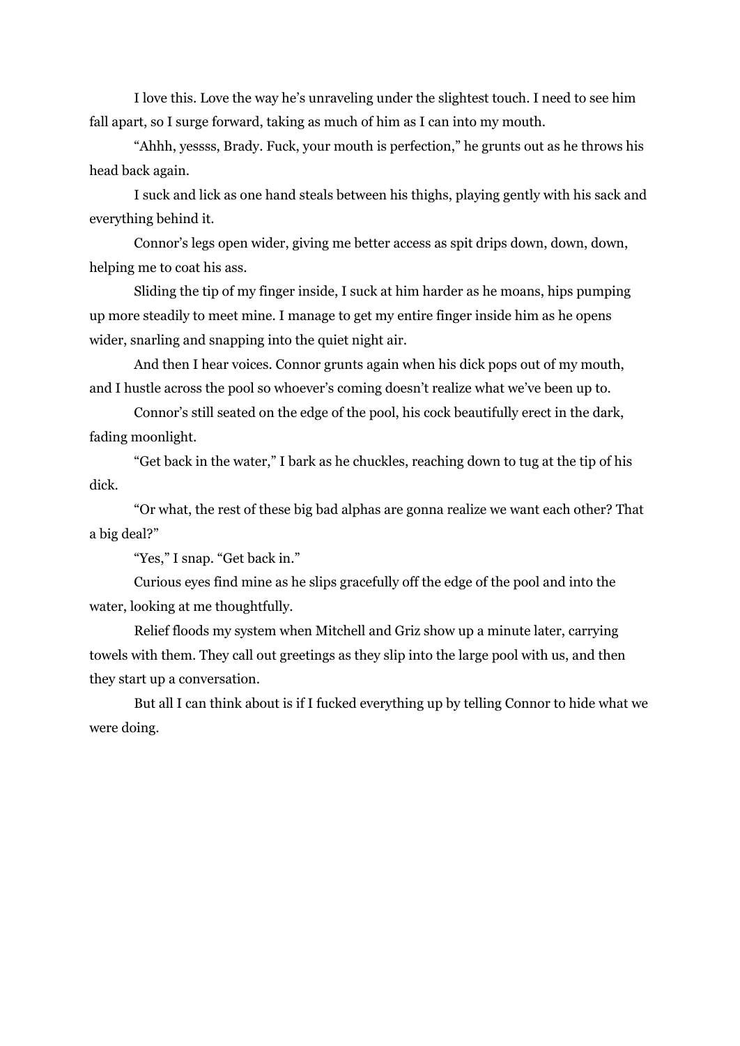I love this. Love the way he's unraveling under the slightest touch. I need to see him fall apart, so I surge forward, taking as much of him as I can into my mouth.

"Ahhh, yessss, Brady. Fuck, your mouth is perfection," he grunts out as he throws his head back again.

I suck and lick as one hand steals between his thighs, playing gently with his sack and everything behind it.

Connor's legs open wider, giving me better access as spit drips down, down, down, helping me to coat his ass.

Sliding the tip of my finger inside, I suck at him harder as he moans, hips pumping up more steadily to meet mine. I manage to get my entire finger inside him as he opens wider, snarling and snapping into the quiet night air.

And then I hear voices. Connor grunts again when his dick pops out of my mouth, and I hustle across the pool so whoever's coming doesn't realize what we've been up to.

Connor's still seated on the edge of the pool, his cock beautifully erect in the dark, fading moonlight.

"Get back in the water," I bark as he chuckles, reaching down to tug at the tip of his dick.

"Or what, the rest of these big bad alphas are gonna realize we want each other? That a big deal?"

"Yes," I snap. "Get back in."

Curious eyes find mine as he slips gracefully off the edge of the pool and into the water, looking at me thoughtfully.

Relief floods my system when Mitchell and Griz show up a minute later, carrying towels with them. They call out greetings as they slip into the large pool with us, and then they start up a conversation.

But all I can think about is if I fucked everything up by telling Connor to hide what we were doing.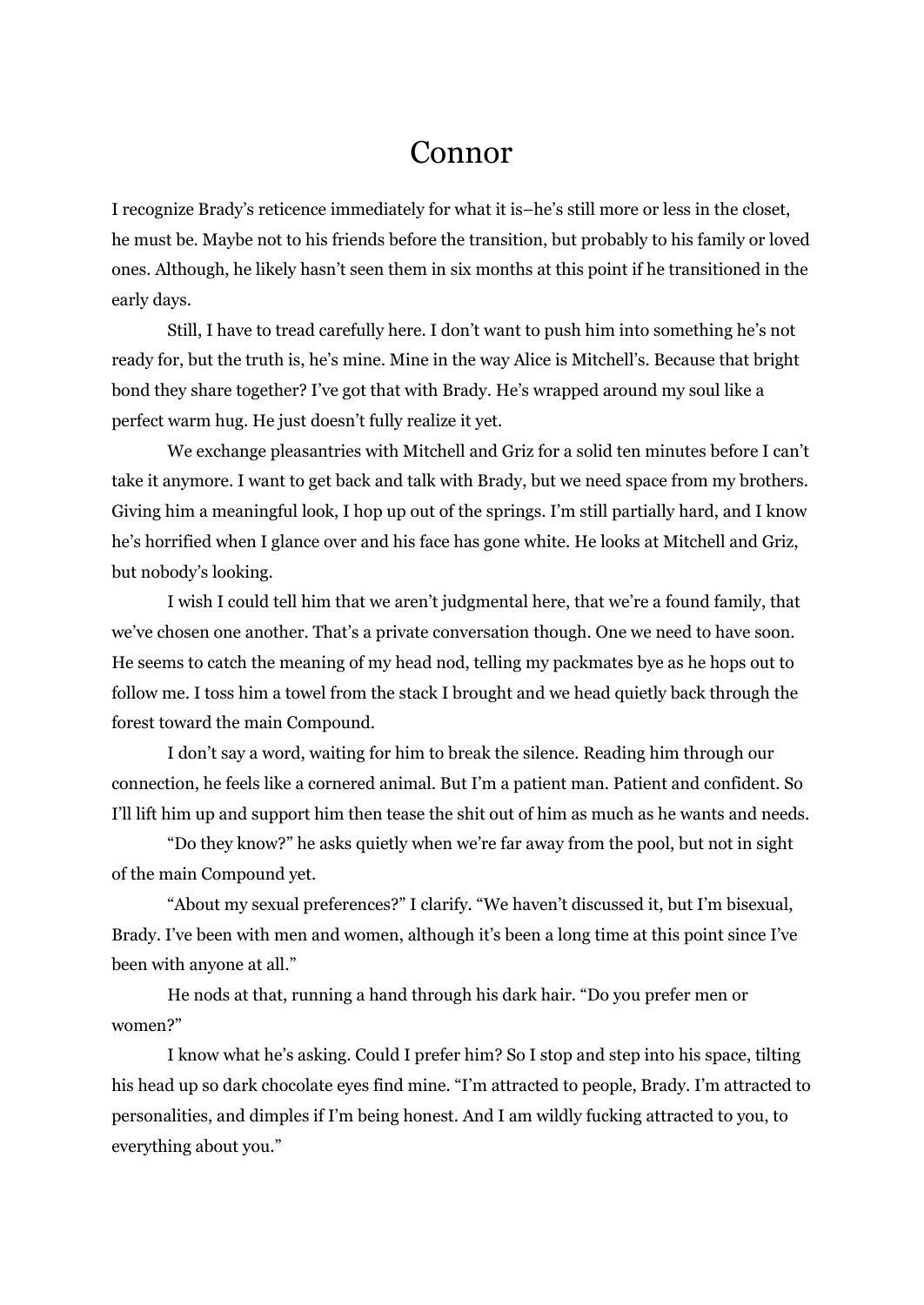# Connor

I recognize Brady's reticence immediately for what it is–he's still more or less in the closet, he must be. Maybe not to his friends before the transition, but probably to his family or loved ones. Although, he likely hasn't seen them in six months at this point if he transitioned in the early days.

Still, I have to tread carefully here. I don't want to push him into something he's not ready for, but the truth is, he's mine. Mine in the way Alice is Mitchell's. Because that bright bond they share together? I've got that with Brady. He's wrapped around my soul like a perfect warm hug. He just doesn't fully realize it yet.

We exchange pleasantries with Mitchell and Griz for a solid ten minutes before I can't take it anymore. I want to get back and talk with Brady, but we need space from my brothers. Giving him a meaningful look, I hop up out of the springs. I'm still partially hard, and I know he's horrified when I glance over and his face has gone white. He looks at Mitchell and Griz, but nobody's looking.

I wish I could tell him that we aren't judgmental here, that we're a found family, that we've chosen one another. That's a private conversation though. One we need to have soon. He seems to catch the meaning of my head nod, telling my packmates bye as he hops out to follow me. I toss him a towel from the stack I brought and we head quietly back through the forest toward the main Compound.

I don't say a word, waiting for him to break the silence. Reading him through our connection, he feels like a cornered animal. But I'm a patient man. Patient and confident. So I'll lift him up and support him then tease the shit out of him as much as he wants and needs.

"Do they know?" he asks quietly when we're far away from the pool, but not in sight of the main Compound yet.

"About my sexual preferences?" I clarify. "We haven't discussed it, but I'm bisexual, Brady. I've been with men and women, although it's been a long time at this point since I've been with anyone at all."

He nods at that, running a hand through his dark hair. "Do you prefer men or women?"

I know what he's asking. Could I prefer him? So I stop and step into his space, tilting his head up so dark chocolate eyes find mine. "I'm attracted to people, Brady. I'm attracted to personalities, and dimples if I'm being honest. And I am wildly fucking attracted to you, to everything about you."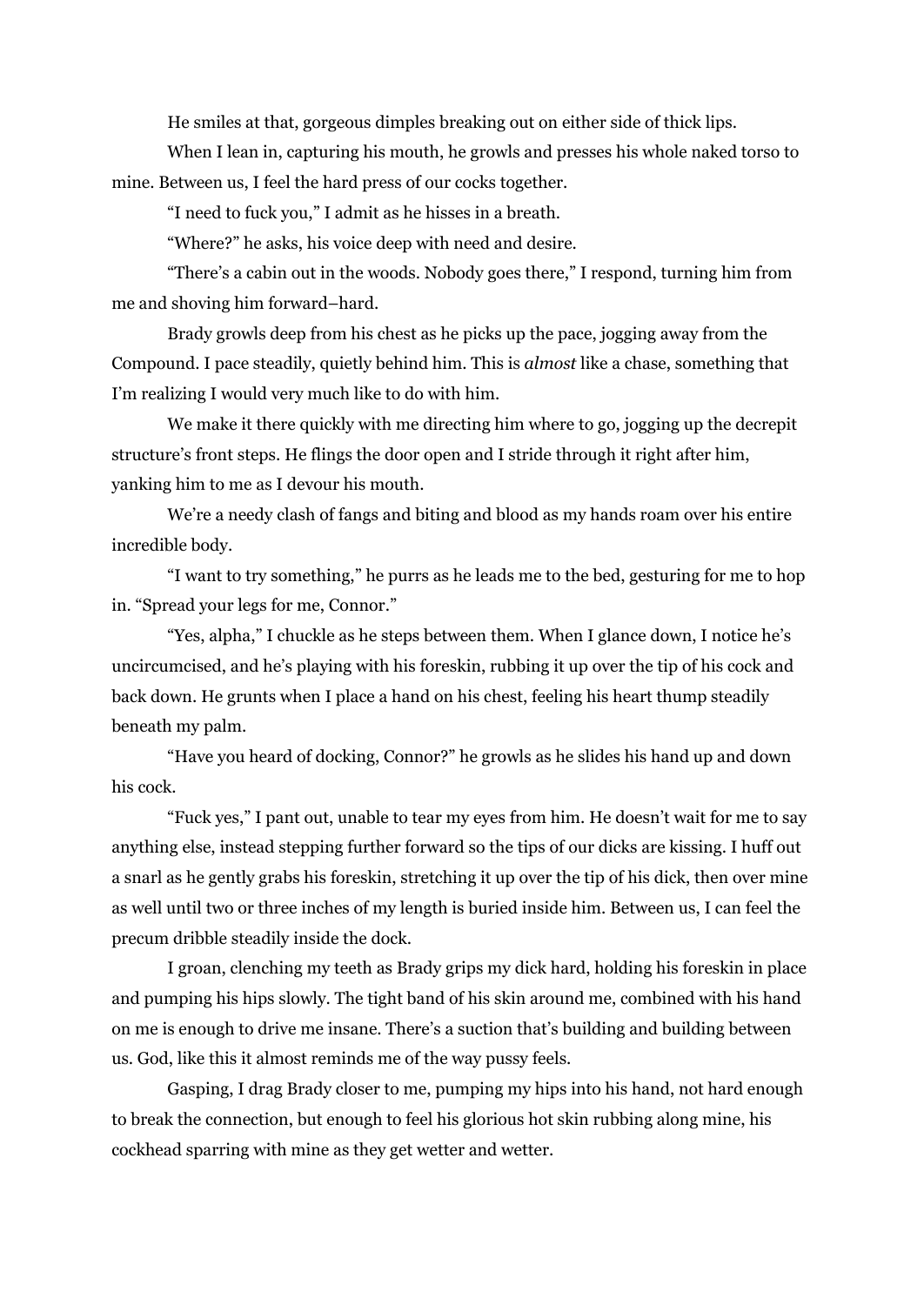He smiles at that, gorgeous dimples breaking out on either side of thick lips.

When I lean in, capturing his mouth, he growls and presses his whole naked torso to mine. Between us, I feel the hard press of our cocks together.

"I need to fuck you," I admit as he hisses in a breath.

"Where?" he asks, his voice deep with need and desire.

"There's a cabin out in the woods. Nobody goes there," I respond, turning him from me and shoving him forward–hard.

Brady growls deep from his chest as he picks up the pace, jogging away from the Compound. I pace steadily, quietly behind him. This is *almost* like a chase, something that I'm realizing I would very much like to do with him.

We make it there quickly with me directing him where to go, jogging up the decrepit structure's front steps. He flings the door open and I stride through it right after him, yanking him to me as I devour his mouth.

We're a needy clash of fangs and biting and blood as my hands roam over his entire incredible body.

"I want to try something," he purrs as he leads me to the bed, gesturing for me to hop in. "Spread your legs for me, Connor."

"Yes, alpha," I chuckle as he steps between them. When I glance down, I notice he's uncircumcised, and he's playing with his foreskin, rubbing it up over the tip of his cock and back down. He grunts when I place a hand on his chest, feeling his heart thump steadily beneath my palm.

"Have you heard of docking, Connor?" he growls as he slides his hand up and down his cock.

"Fuck yes," I pant out, unable to tear my eyes from him. He doesn't wait for me to say anything else, instead stepping further forward so the tips of our dicks are kissing. I huff out a snarl as he gently grabs his foreskin, stretching it up over the tip of his dick, then over mine as well until two or three inches of my length is buried inside him. Between us, I can feel the precum dribble steadily inside the dock.

I groan, clenching my teeth as Brady grips my dick hard, holding his foreskin in place and pumping his hips slowly. The tight band of his skin around me, combined with his hand on me is enough to drive me insane. There's a suction that's building and building between us. God, like this it almost reminds me of the way pussy feels.

Gasping, I drag Brady closer to me, pumping my hips into his hand, not hard enough to break the connection, but enough to feel his glorious hot skin rubbing along mine, his cockhead sparring with mine as they get wetter and wetter.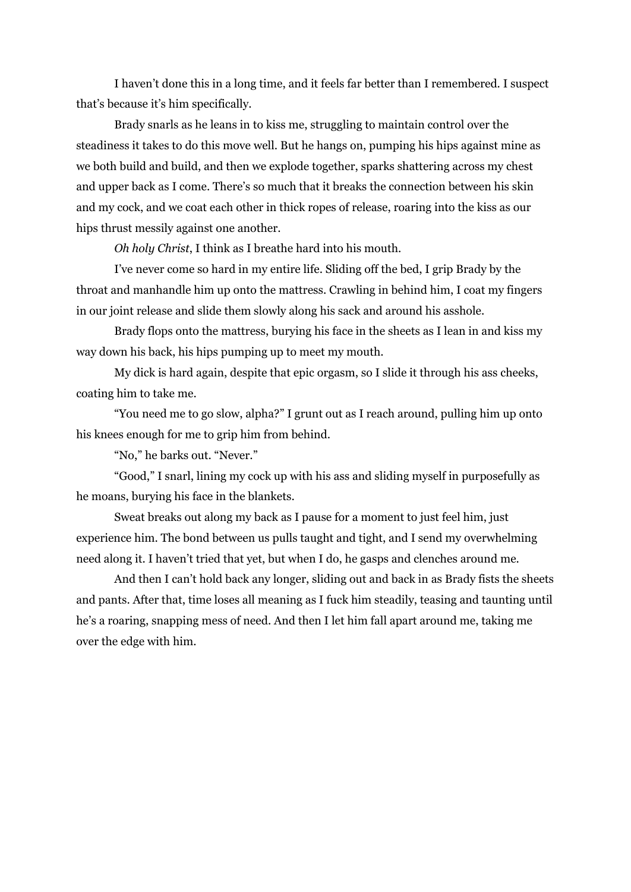I haven't done this in a long time, and it feels far better than I remembered. I suspect that's because it's him specifically.

Brady snarls as he leans in to kiss me, struggling to maintain control over the steadiness it takes to do this move well. But he hangs on, pumping his hips against mine as we both build and build, and then we explode together, sparks shattering across my chest and upper back as I come. There's so much that it breaks the connection between his skin and my cock, and we coat each other in thick ropes of release, roaring into the kiss as our hips thrust messily against one another.

*Oh holy Christ*, I think as I breathe hard into his mouth.

I've never come so hard in my entire life. Sliding off the bed, I grip Brady by the throat and manhandle him up onto the mattress. Crawling in behind him, I coat my fingers in our joint release and slide them slowly along his sack and around his asshole.

Brady flops onto the mattress, burying his face in the sheets as I lean in and kiss my way down his back, his hips pumping up to meet my mouth.

My dick is hard again, despite that epic orgasm, so I slide it through his ass cheeks, coating him to take me.

"You need me to go slow, alpha?" I grunt out as I reach around, pulling him up onto his knees enough for me to grip him from behind.

"No," he barks out. "Never."

"Good," I snarl, lining my cock up with his ass and sliding myself in purposefully as he moans, burying his face in the blankets.

Sweat breaks out along my back as I pause for a moment to just feel him, just experience him. The bond between us pulls taught and tight, and I send my overwhelming need along it. I haven't tried that yet, but when I do, he gasps and clenches around me.

And then I can't hold back any longer, sliding out and back in as Brady fists the sheets and pants. After that, time loses all meaning as I fuck him steadily, teasing and taunting until he's a roaring, snapping mess of need. And then I let him fall apart around me, taking me over the edge with him.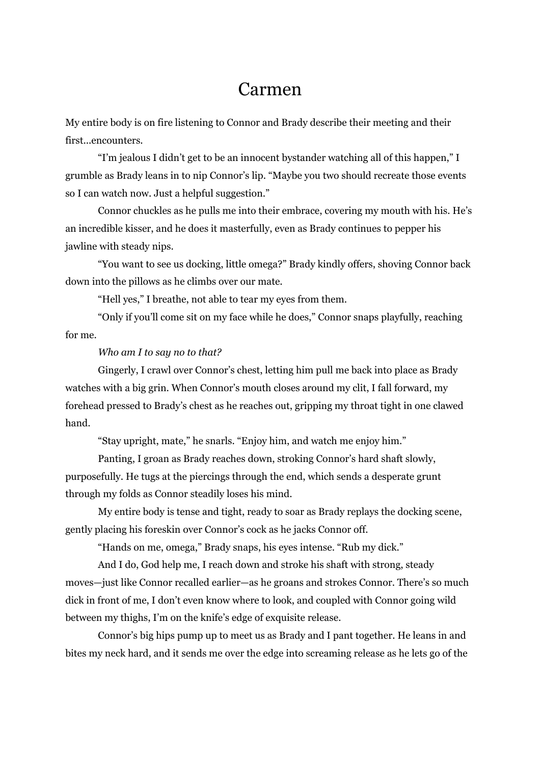# Carmen

My entire body is on fire listening to Connor and Brady describe their meeting and their first…encounters.

"I'm jealous I didn't get to be an innocent bystander watching all of this happen," I grumble as Brady leans in to nip Connor's lip. "Maybe you two should recreate those events so I can watch now. Just a helpful suggestion."

Connor chuckles as he pulls me into their embrace, covering my mouth with his. He's an incredible kisser, and he does it masterfully, even as Brady continues to pepper his jawline with steady nips.

"You want to see us docking, little omega?" Brady kindly offers, shoving Connor back down into the pillows as he climbs over our mate.

"Hell yes," I breathe, not able to tear my eyes from them.

"Only if you'll come sit on my face while he does," Connor snaps playfully, reaching for me.

*Who am I to say no to that?*

Gingerly, I crawl over Connor's chest, letting him pull me back into place as Brady watches with a big grin. When Connor's mouth closes around my clit, I fall forward, my forehead pressed to Brady's chest as he reaches out, gripping my throat tight in one clawed hand.

"Stay upright, mate," he snarls. "Enjoy him, and watch me enjoy him."

Panting, I groan as Brady reaches down, stroking Connor's hard shaft slowly, purposefully. He tugs at the piercings through the end, which sends a desperate grunt through my folds as Connor steadily loses his mind.

My entire body is tense and tight, ready to soar as Brady replays the docking scene, gently placing his foreskin over Connor's cock as he jacks Connor off.

"Hands on me, omega," Brady snaps, his eyes intense. "Rub my dick."

And I do, God help me, I reach down and stroke his shaft with strong, steady moves—just like Connor recalled earlier—as he groans and strokes Connor. There's so much dick in front of me, I don't even know where to look, and coupled with Connor going wild between my thighs, I'm on the knife's edge of exquisite release.

Connor's big hips pump up to meet us as Brady and I pant together. He leans in and bites my neck hard, and it sends me over the edge into screaming release as he lets go of the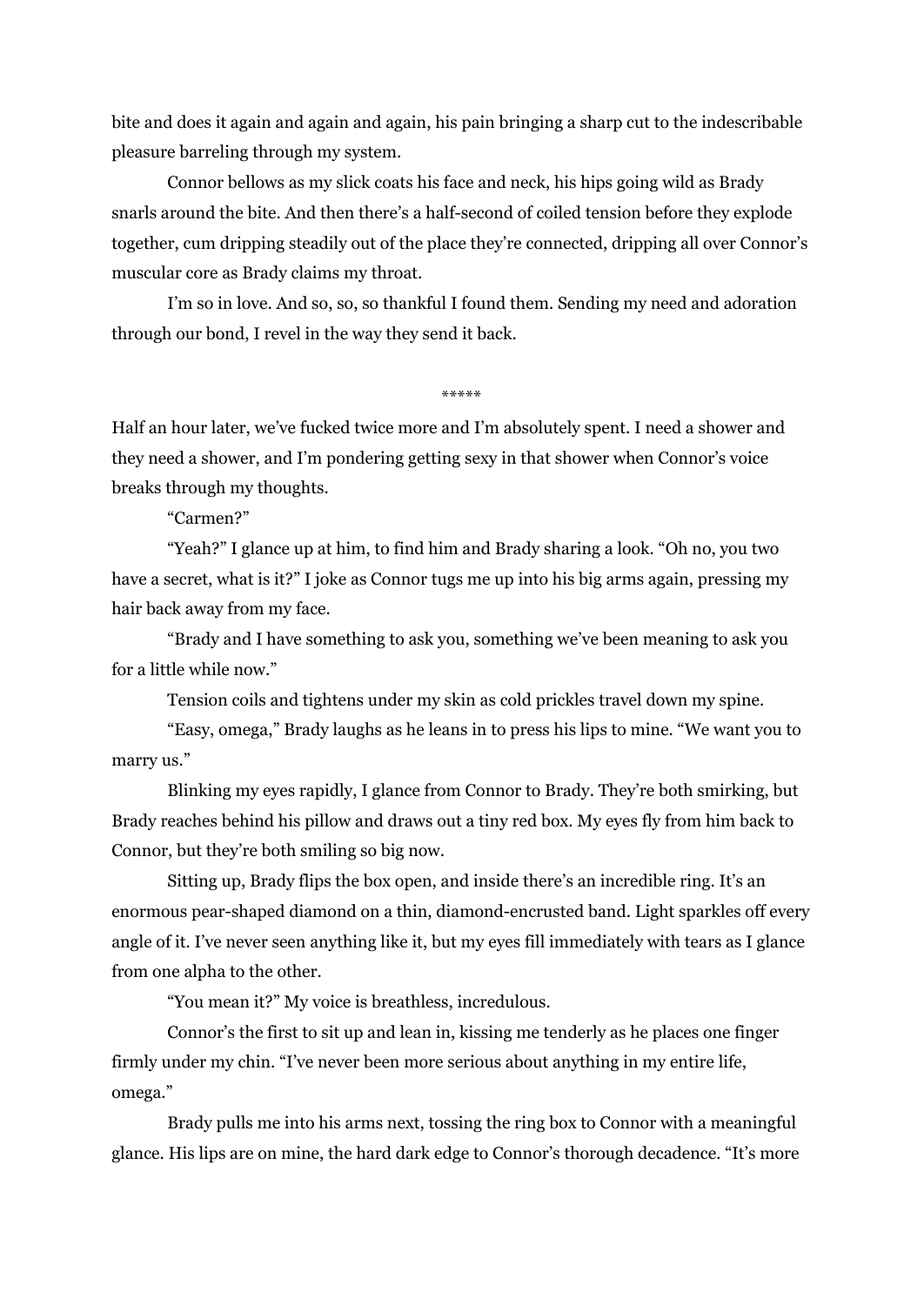bite and does it again and again and again, his pain bringing a sharp cut to the indescribable pleasure barreling through my system.

Connor bellows as my slick coats his face and neck, his hips going wild as Brady snarls around the bite. And then there's a half-second of coiled tension before they explode together, cum dripping steadily out of the place they're connected, dripping all over Connor's muscular core as Brady claims my throat.

I'm so in love. And so, so, so thankful I found them. Sending my need and adoration through our bond, I revel in the way they send it back.

*****

Half an hour later, we've fucked twice more and I'm absolutely spent. I need a shower and they need a shower, and I'm pondering getting sexy in that shower when Connor's voice breaks through my thoughts.

"Carmen?"

"Yeah?" I glance up at him, to find him and Brady sharing a look. "Oh no, you two have a secret, what is it?" I joke as Connor tugs me up into his big arms again, pressing my hair back away from my face.

"Brady and I have something to ask you, something we've been meaning to ask you for a little while now."

Tension coils and tightens under my skin as cold prickles travel down my spine.

"Easy, omega," Brady laughs as he leans in to press his lips to mine. "We want you to marry us."

Blinking my eyes rapidly, I glance from Connor to Brady. They're both smirking, but Brady reaches behind his pillow and draws out a tiny red box. My eyes fly from him back to Connor, but they're both smiling so big now.

Sitting up, Brady flips the box open, and inside there's an incredible ring. It's an enormous pear-shaped diamond on a thin, diamond-encrusted band. Light sparkles off every angle of it. I've never seen anything like it, but my eyes fill immediately with tears as I glance from one alpha to the other.

"You mean it?" My voice is breathless, incredulous.

Connor's the first to sit up and lean in, kissing me tenderly as he places one finger firmly under my chin. "I've never been more serious about anything in my entire life, omega."

Brady pulls me into his arms next, tossing the ring box to Connor with a meaningful glance. His lips are on mine, the hard dark edge to Connor's thorough decadence. "It's more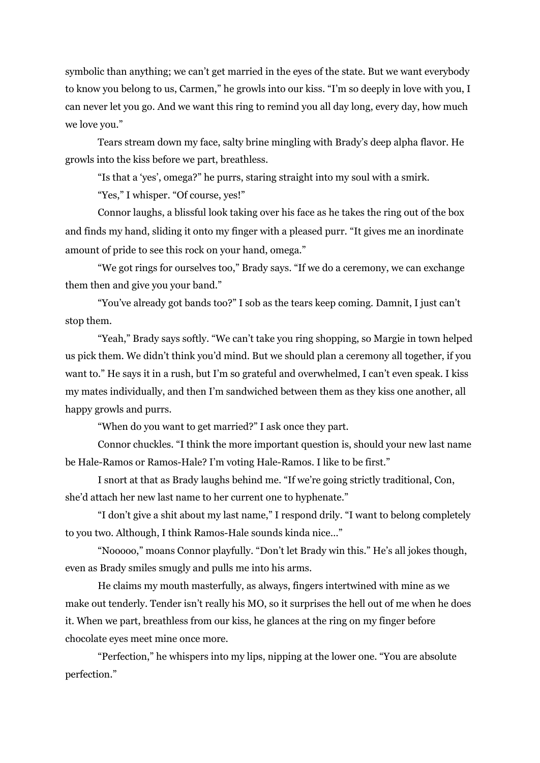symbolic than anything; we can't get married in the eyes of the state. But we want everybody to know you belong to us, Carmen," he growls into our kiss. "I'm so deeply in love with you, I can never let you go. And we want this ring to remind you all day long, every day, how much we love you."

Tears stream down my face, salty brine mingling with Brady's deep alpha flavor. He growls into the kiss before we part, breathless.

"Is that a 'yes', omega?" he purrs, staring straight into my soul with a smirk.

"Yes," I whisper. "Of course, yes!"

Connor laughs, a blissful look taking over his face as he takes the ring out of the box and finds my hand, sliding it onto my finger with a pleased purr. "It gives me an inordinate amount of pride to see this rock on your hand, omega."

"We got rings for ourselves too," Brady says. "If we do a ceremony, we can exchange them then and give you your band."

"You've already got bands too?" I sob as the tears keep coming. Damnit, I just can't stop them.

"Yeah," Brady says softly. "We can't take you ring shopping, so Margie in town helped us pick them. We didn't think you'd mind. But we should plan a ceremony all together, if you want to." He says it in a rush, but I'm so grateful and overwhelmed, I can't even speak. I kiss my mates individually, and then I'm sandwiched between them as they kiss one another, all happy growls and purrs.

"When do you want to get married?" I ask once they part.

Connor chuckles. "I think the more important question is, should your new last name be Hale-Ramos or Ramos-Hale? I'm voting Hale-Ramos. I like to be first."

I snort at that as Brady laughs behind me. "If we're going strictly traditional, Con, she'd attach her new last name to her current one to hyphenate."

"I don't give a shit about my last name," I respond drily. "I want to belong completely to you two. Although, I think Ramos-Hale sounds kinda nice…"

"Nooooo," moans Connor playfully. "Don't let Brady win this." He's all jokes though, even as Brady smiles smugly and pulls me into his arms.

He claims my mouth masterfully, as always, fingers intertwined with mine as we make out tenderly. Tender isn't really his MO, so it surprises the hell out of me when he does it. When we part, breathless from our kiss, he glances at the ring on my finger before chocolate eyes meet mine once more.

"Perfection," he whispers into my lips, nipping at the lower one. "You are absolute perfection."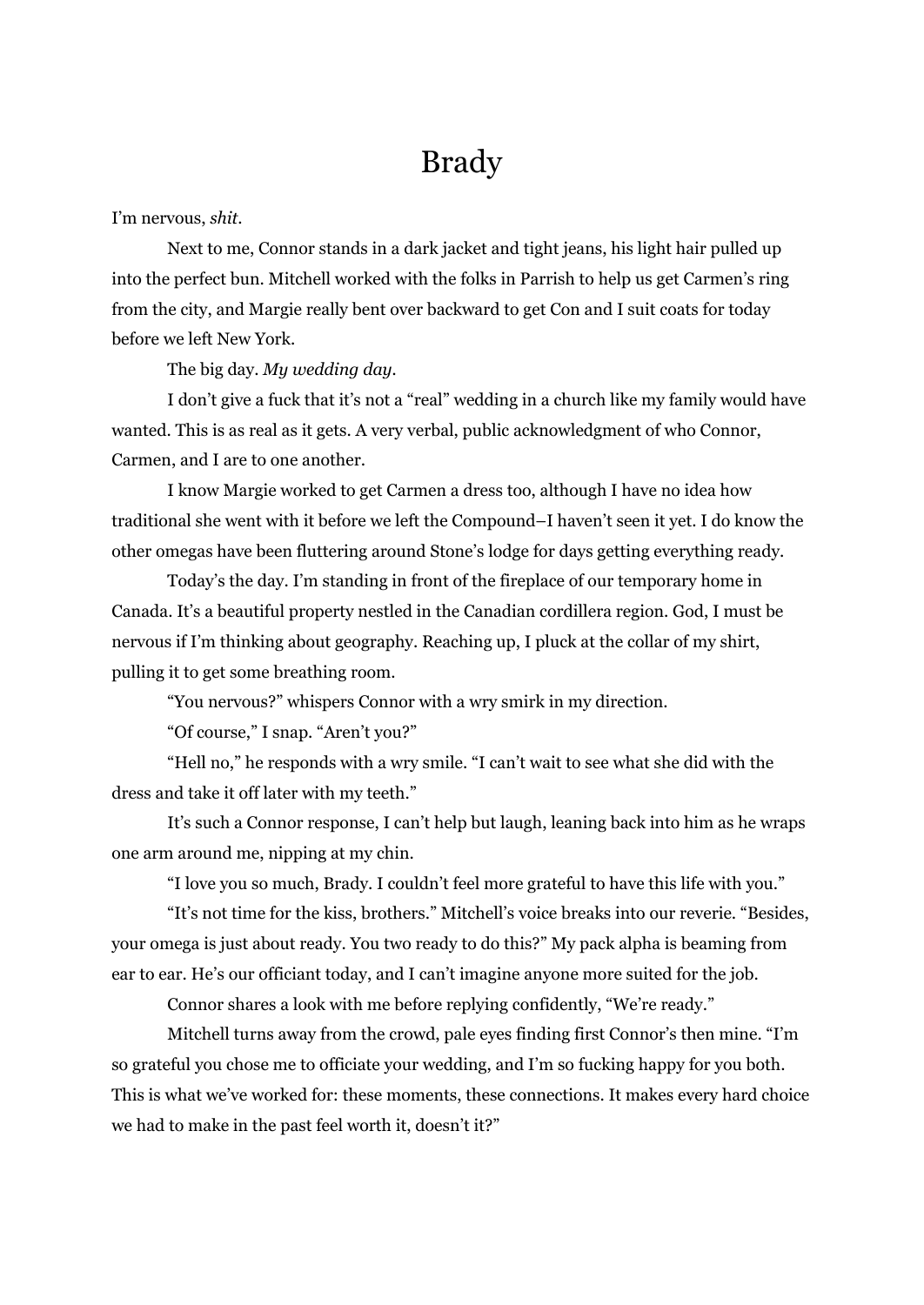# Brady

I'm nervous, *shit*.

Next to me, Connor stands in a dark jacket and tight jeans, his light hair pulled up into the perfect bun. Mitchell worked with the folks in Parrish to help us get Carmen's ring from the city, and Margie really bent over backward to get Con and I suit coats for today before we left New York.

The big day. *My wedding day*.

I don't give a fuck that it's not a "real" wedding in a church like my family would have wanted. This is as real as it gets. A very verbal, public acknowledgment of who Connor, Carmen, and I are to one another.

I know Margie worked to get Carmen a dress too, although I have no idea how traditional she went with it before we left the Compound–I haven't seen it yet. I do know the other omegas have been fluttering around Stone's lodge for days getting everything ready.

Today's the day. I'm standing in front of the fireplace of our temporary home in Canada. It's a beautiful property nestled in the Canadian cordillera region. God, I must be nervous if I'm thinking about geography. Reaching up, I pluck at the collar of my shirt, pulling it to get some breathing room.

"You nervous?" whispers Connor with a wry smirk in my direction.

"Of course," I snap. "Aren't you?"

"Hell no," he responds with a wry smile. "I can't wait to see what she did with the dress and take it off later with my teeth."

It's such a Connor response, I can't help but laugh, leaning back into him as he wraps one arm around me, nipping at my chin.

"I love you so much, Brady. I couldn't feel more grateful to have this life with you."

"It's not time for the kiss, brothers." Mitchell's voice breaks into our reverie. "Besides, your omega is just about ready. You two ready to do this?" My pack alpha is beaming from ear to ear. He's our officiant today, and I can't imagine anyone more suited for the job.

Connor shares a look with me before replying confidently, "We're ready."

Mitchell turns away from the crowd, pale eyes finding first Connor's then mine. "I'm so grateful you chose me to officiate your wedding, and I'm so fucking happy for you both. This is what we've worked for: these moments, these connections. It makes every hard choice we had to make in the past feel worth it, doesn't it?"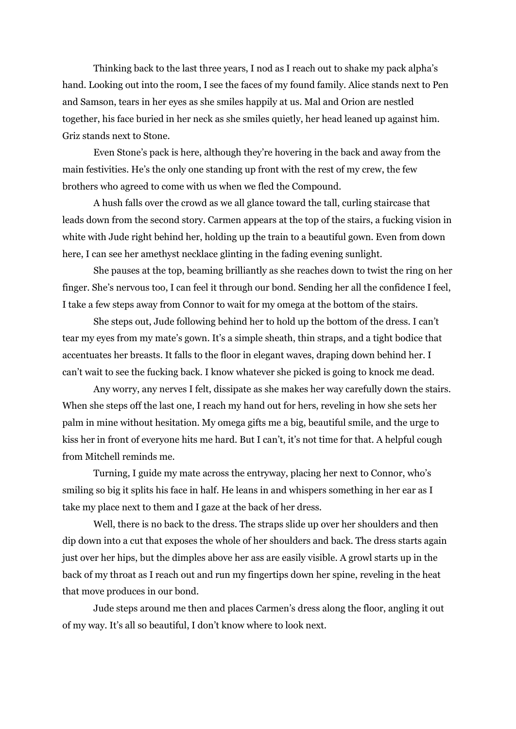Thinking back to the last three years, I nod as I reach out to shake my pack alpha's hand. Looking out into the room, I see the faces of my found family. Alice stands next to Pen and Samson, tears in her eyes as she smiles happily at us. Mal and Orion are nestled together, his face buried in her neck as she smiles quietly, her head leaned up against him. Griz stands next to Stone.

Even Stone's pack is here, although they're hovering in the back and away from the main festivities. He's the only one standing up front with the rest of my crew, the few brothers who agreed to come with us when we fled the Compound.

A hush falls over the crowd as we all glance toward the tall, curling staircase that leads down from the second story. Carmen appears at the top of the stairs, a fucking vision in white with Jude right behind her, holding up the train to a beautiful gown. Even from down here, I can see her amethyst necklace glinting in the fading evening sunlight.

She pauses at the top, beaming brilliantly as she reaches down to twist the ring on her finger. She's nervous too, I can feel it through our bond. Sending her all the confidence I feel, I take a few steps away from Connor to wait for my omega at the bottom of the stairs.

She steps out, Jude following behind her to hold up the bottom of the dress. I can't tear my eyes from my mate's gown. It's a simple sheath, thin straps, and a tight bodice that accentuates her breasts. It falls to the floor in elegant waves, draping down behind her. I can't wait to see the fucking back. I know whatever she picked is going to knock me dead.

Any worry, any nerves I felt, dissipate as she makes her way carefully down the stairs. When she steps off the last one, I reach my hand out for hers, reveling in how she sets her palm in mine without hesitation. My omega gifts me a big, beautiful smile, and the urge to kiss her in front of everyone hits me hard. But I can't, it's not time for that. A helpful cough from Mitchell reminds me.

Turning, I guide my mate across the entryway, placing her next to Connor, who's smiling so big it splits his face in half. He leans in and whispers something in her ear as I take my place next to them and I gaze at the back of her dress.

Well, there is no back to the dress. The straps slide up over her shoulders and then dip down into a cut that exposes the whole of her shoulders and back. The dress starts again just over her hips, but the dimples above her ass are easily visible. A growl starts up in the back of my throat as I reach out and run my fingertips down her spine, reveling in the heat that move produces in our bond.

Jude steps around me then and places Carmen's dress along the floor, angling it out of my way. It's all so beautiful, I don't know where to look next.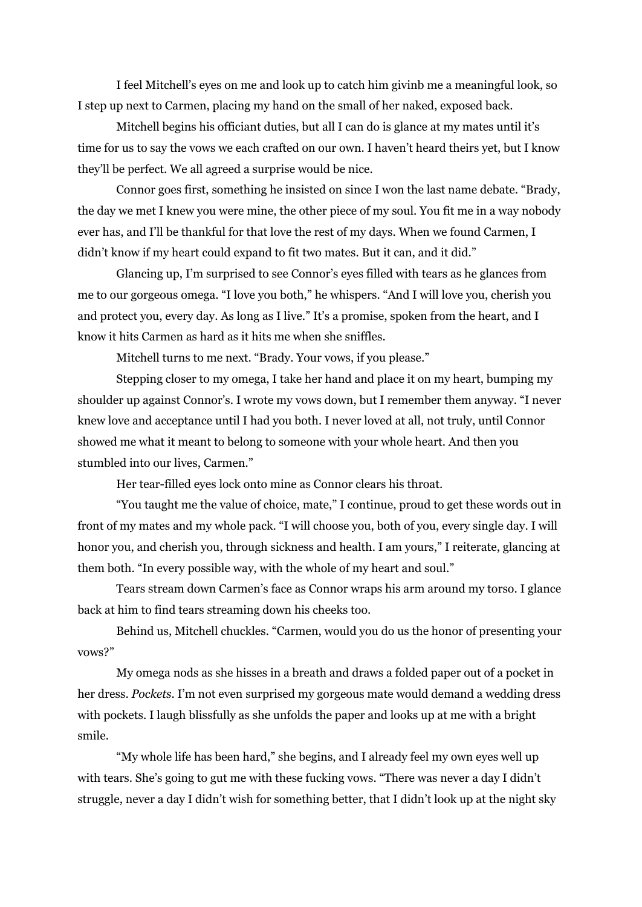I feel Mitchell's eyes on me and look up to catch him givinb me a meaningful look, so I step up next to Carmen, placing my hand on the small of her naked, exposed back.

Mitchell begins his officiant duties, but all I can do is glance at my mates until it's time for us to say the vows we each crafted on our own. I haven't heard theirs yet, but I know they'll be perfect. We all agreed a surprise would be nice.

Connor goes first, something he insisted on since I won the last name debate. "Brady, the day we met I knew you were mine, the other piece of my soul. You fit me in a way nobody ever has, and I'll be thankful for that love the rest of my days. When we found Carmen, I didn't know if my heart could expand to fit two mates. But it can, and it did."

Glancing up, I'm surprised to see Connor's eyes filled with tears as he glances from me to our gorgeous omega. "I love you both," he whispers. "And I will love you, cherish you and protect you, every day. As long as I live." It's a promise, spoken from the heart, and I know it hits Carmen as hard as it hits me when she sniffles.

Mitchell turns to me next. "Brady. Your vows, if you please."

Stepping closer to my omega, I take her hand and place it on my heart, bumping my shoulder up against Connor's. I wrote my vows down, but I remember them anyway. "I never knew love and acceptance until I had you both. I never loved at all, not truly, until Connor showed me what it meant to belong to someone with your whole heart. And then you stumbled into our lives, Carmen."

Her tear-filled eyes lock onto mine as Connor clears his throat.

"You taught me the value of choice, mate," I continue, proud to get these words out in front of my mates and my whole pack. "I will choose you, both of you, every single day. I will honor you, and cherish you, through sickness and health. I am yours," I reiterate, glancing at them both. "In every possible way, with the whole of my heart and soul."

Tears stream down Carmen's face as Connor wraps his arm around my torso. I glance back at him to find tears streaming down his cheeks too.

Behind us, Mitchell chuckles. "Carmen, would you do us the honor of presenting your vows?"

My omega nods as she hisses in a breath and draws a folded paper out of a pocket in her dress. *Pockets*. I'm not even surprised my gorgeous mate would demand a wedding dress with pockets. I laugh blissfully as she unfolds the paper and looks up at me with a bright smile.

"My whole life has been hard," she begins, and I already feel my own eyes well up with tears. She's going to gut me with these fucking vows. "There was never a day I didn't struggle, never a day I didn't wish for something better, that I didn't look up at the night sky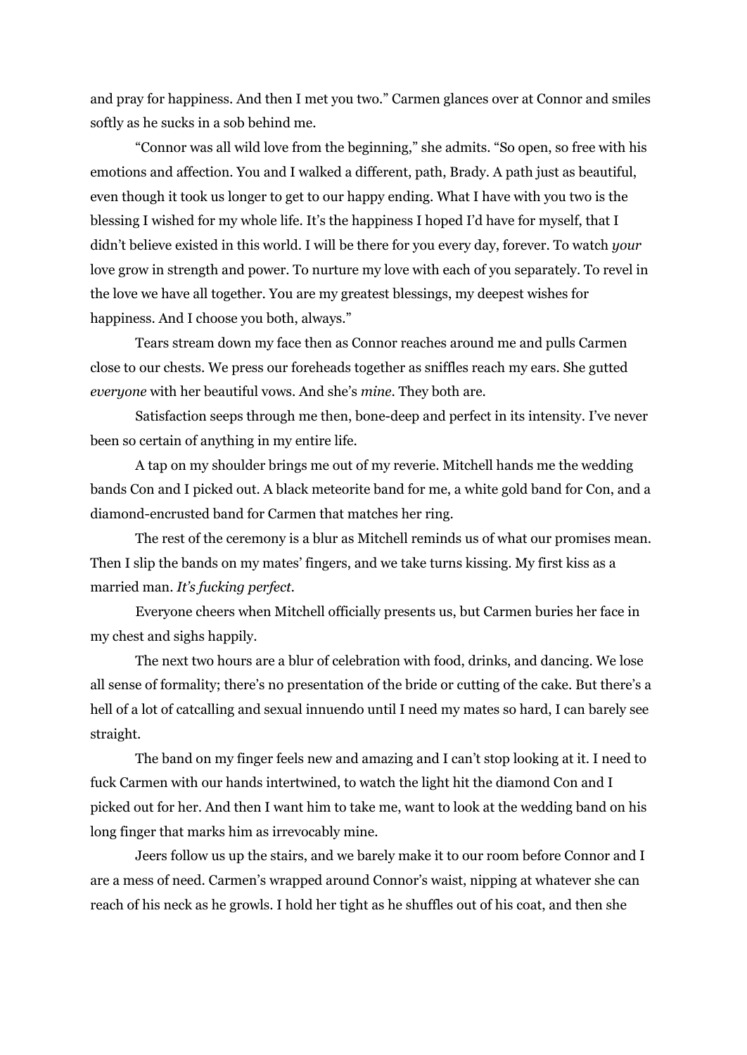and pray for happiness. And then I met you two." Carmen glances over at Connor and smiles softly as he sucks in a sob behind me.

"Connor was all wild love from the beginning," she admits. "So open, so free with his emotions and affection. You and I walked a different, path, Brady. A path just as beautiful, even though it took us longer to get to our happy ending. What I have with you two is the blessing I wished for my whole life. It's the happiness I hoped I'd have for myself, that I didn't believe existed in this world. I will be there for you every day, forever. To watch *your* love grow in strength and power. To nurture my love with each of you separately. To revel in the love we have all together. You are my greatest blessings, my deepest wishes for happiness. And I choose you both, always."

Tears stream down my face then as Connor reaches around me and pulls Carmen close to our chests. We press our foreheads together as sniffles reach my ears. She gutted *everyone* with her beautiful vows. And she's *mine*. They both are.

Satisfaction seeps through me then, bone-deep and perfect in its intensity. I've never been so certain of anything in my entire life.

A tap on my shoulder brings me out of my reverie. Mitchell hands me the wedding bands Con and I picked out. A black meteorite band for me, a white gold band for Con, and a diamond-encrusted band for Carmen that matches her ring.

The rest of the ceremony is a blur as Mitchell reminds us of what our promises mean. Then I slip the bands on my mates' fingers, and we take turns kissing. My first kiss as a married man. *It's fucking perfect.*

Everyone cheers when Mitchell officially presents us, but Carmen buries her face in my chest and sighs happily.

The next two hours are a blur of celebration with food, drinks, and dancing. We lose all sense of formality; there's no presentation of the bride or cutting of the cake. But there's a hell of a lot of catcalling and sexual innuendo until I need my mates so hard, I can barely see straight.

The band on my finger feels new and amazing and I can't stop looking at it. I need to fuck Carmen with our hands intertwined, to watch the light hit the diamond Con and I picked out for her. And then I want him to take me, want to look at the wedding band on his long finger that marks him as irrevocably mine.

Jeers follow us up the stairs, and we barely make it to our room before Connor and I are a mess of need. Carmen's wrapped around Connor's waist, nipping at whatever she can reach of his neck as he growls. I hold her tight as he shuffles out of his coat, and then she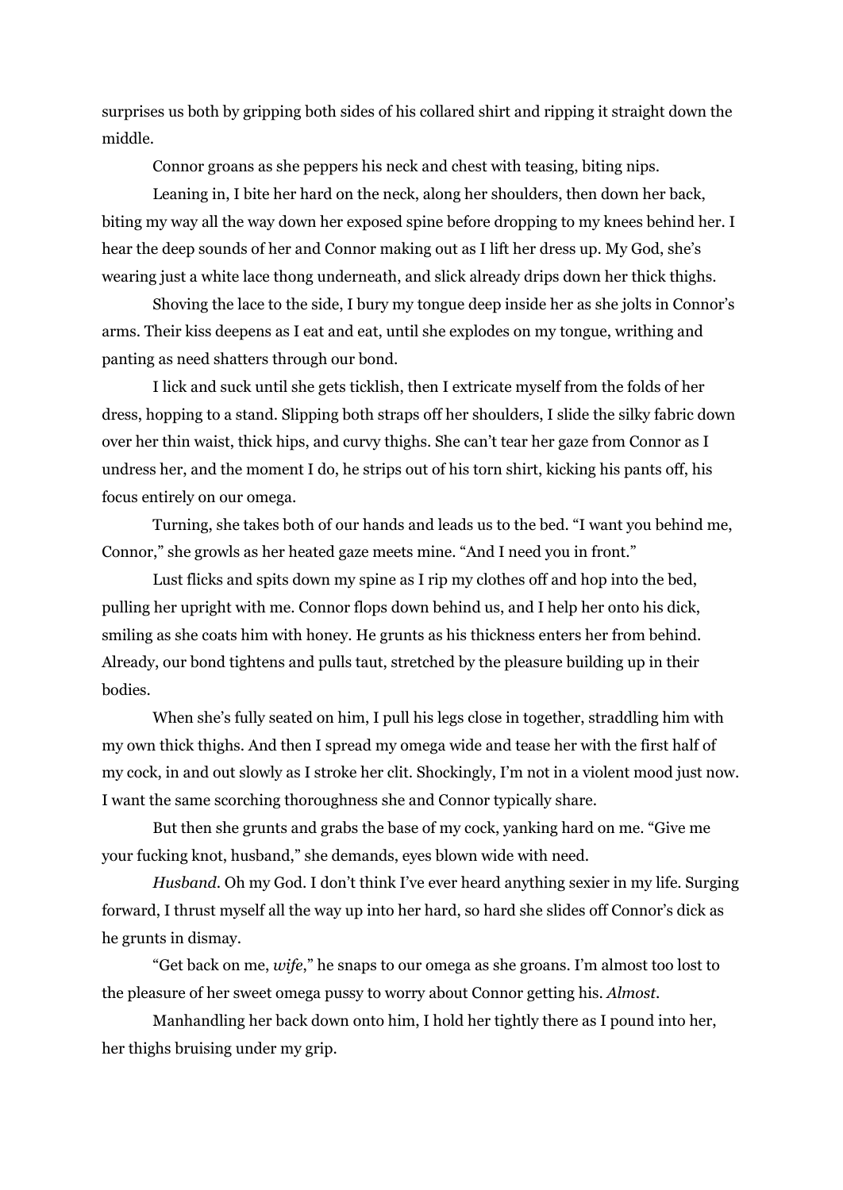surprises us both by gripping both sides of his collared shirt and ripping it straight down the middle.

Connor groans as she peppers his neck and chest with teasing, biting nips.

Leaning in, I bite her hard on the neck, along her shoulders, then down her back, biting my way all the way down her exposed spine before dropping to my knees behind her. I hear the deep sounds of her and Connor making out as I lift her dress up. My God, she's wearing just a white lace thong underneath, and slick already drips down her thick thighs.

Shoving the lace to the side, I bury my tongue deep inside her as she jolts in Connor's arms. Their kiss deepens as I eat and eat, until she explodes on my tongue, writhing and panting as need shatters through our bond.

I lick and suck until she gets ticklish, then I extricate myself from the folds of her dress, hopping to a stand. Slipping both straps off her shoulders, I slide the silky fabric down over her thin waist, thick hips, and curvy thighs. She can't tear her gaze from Connor as I undress her, and the moment I do, he strips out of his torn shirt, kicking his pants off, his focus entirely on our omega.

Turning, she takes both of our hands and leads us to the bed. "I want you behind me, Connor," she growls as her heated gaze meets mine. "And I need you in front."

Lust flicks and spits down my spine as I rip my clothes off and hop into the bed, pulling her upright with me. Connor flops down behind us, and I help her onto his dick, smiling as she coats him with honey. He grunts as his thickness enters her from behind. Already, our bond tightens and pulls taut, stretched by the pleasure building up in their bodies.

When she's fully seated on him, I pull his legs close in together, straddling him with my own thick thighs. And then I spread my omega wide and tease her with the first half of my cock, in and out slowly as I stroke her clit. Shockingly, I'm not in a violent mood just now. I want the same scorching thoroughness she and Connor typically share.

But then she grunts and grabs the base of my cock, yanking hard on me. "Give me your fucking knot, husband," she demands, eyes blown wide with need.

*Husband*. Oh my God. I don't think I've ever heard anything sexier in my life. Surging forward, I thrust myself all the way up into her hard, so hard she slides off Connor's dick as he grunts in dismay.

"Get back on me, *wife*," he snaps to our omega as she groans. I'm almost too lost to the pleasure of her sweet omega pussy to worry about Connor getting his. *Almost*.

Manhandling her back down onto him, I hold her tightly there as I pound into her, her thighs bruising under my grip.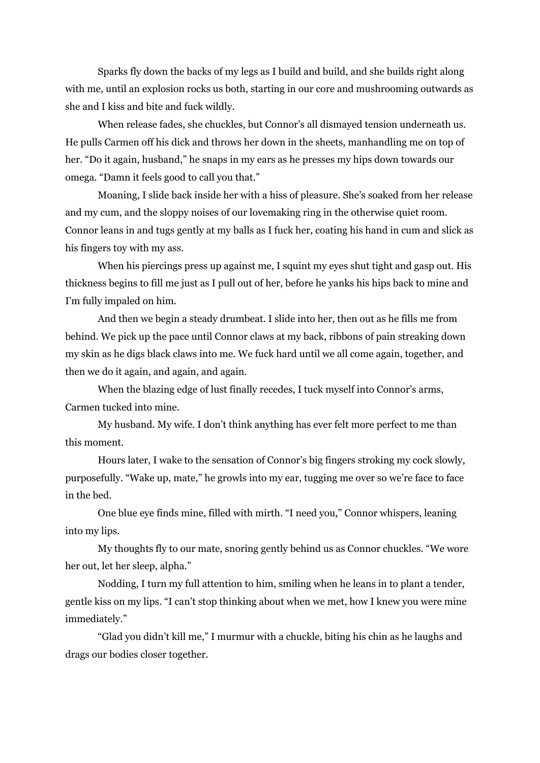Sparks fly down the backs of my legs as I build and build, and she builds right along with me, until an explosion rocks us both, starting in our core and mushrooming outwards as she and I kiss and bite and fuck wildly.

When release fades, she chuckles, but Connor's all dismayed tension underneath us. He pulls Carmen off his dick and throws her down in the sheets, manhandling me on top of her. "Do it again, husband," he snaps in my ears as he presses my hips down towards our omega. "Damn it feels good to call you that."

Moaning, I slide back inside her with a hiss of pleasure. She's soaked from her release and my cum, and the sloppy noises of our lovemaking ring in the otherwise quiet room. Connor leans in and tugs gently at my balls as I fuck her, coating his hand in cum and slick as his fingers toy with my ass.

When his piercings press up against me, I squint my eyes shut tight and gasp out. His thickness begins to fill me just as I pull out of her, before he yanks his hips back to mine and I'm fully impaled on him.

And then we begin a steady drumbeat. I slide into her, then out as he fills me from behind. We pick up the pace until Connor claws at my back, ribbons of pain streaking down my skin as he digs black claws into me. We fuck hard until we all come again, together, and then we do it again, and again, and again.

When the blazing edge of lust finally recedes, I tuck myself into Connor's arms, Carmen tucked into mine.

My husband. My wife. I don't think anything has ever felt more perfect to me than this moment.

Hours later, I wake to the sensation of Connor's big fingers stroking my cock slowly, purposefully. "Wake up, mate," he growls into my ear, tugging me over so we're face to face in the bed.

One blue eye finds mine, filled with mirth. "I need you," Connor whispers, leaning into my lips.

My thoughts fly to our mate, snoring gently behind us as Connor chuckles. "We wore her out, let her sleep, alpha."

Nodding, I turn my full attention to him, smiling when he leans in to plant a tender, gentle kiss on my lips. "I can't stop thinking about when we met, how I knew you were mine immediately."

"Glad you didn't kill me," I murmur with a chuckle, biting his chin as he laughs and drags our bodies closer together.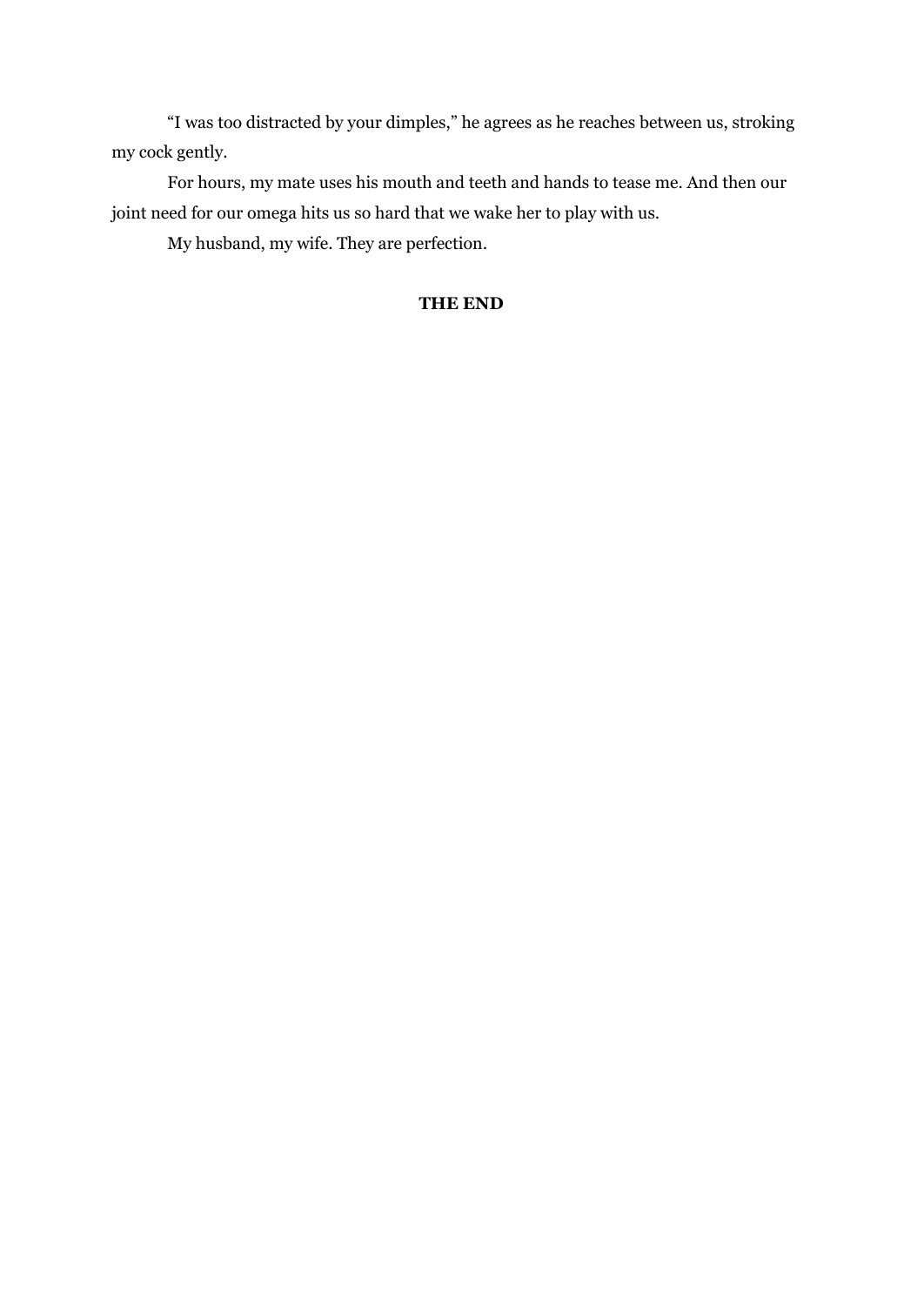"I was too distracted by your dimples," he agrees as he reaches between us, stroking my cock gently.

For hours, my mate uses his mouth and teeth and hands to tease me. And then our joint need for our omega hits us so hard that we wake her to play with us.

My husband, my wife. They are perfection.

**THE END**